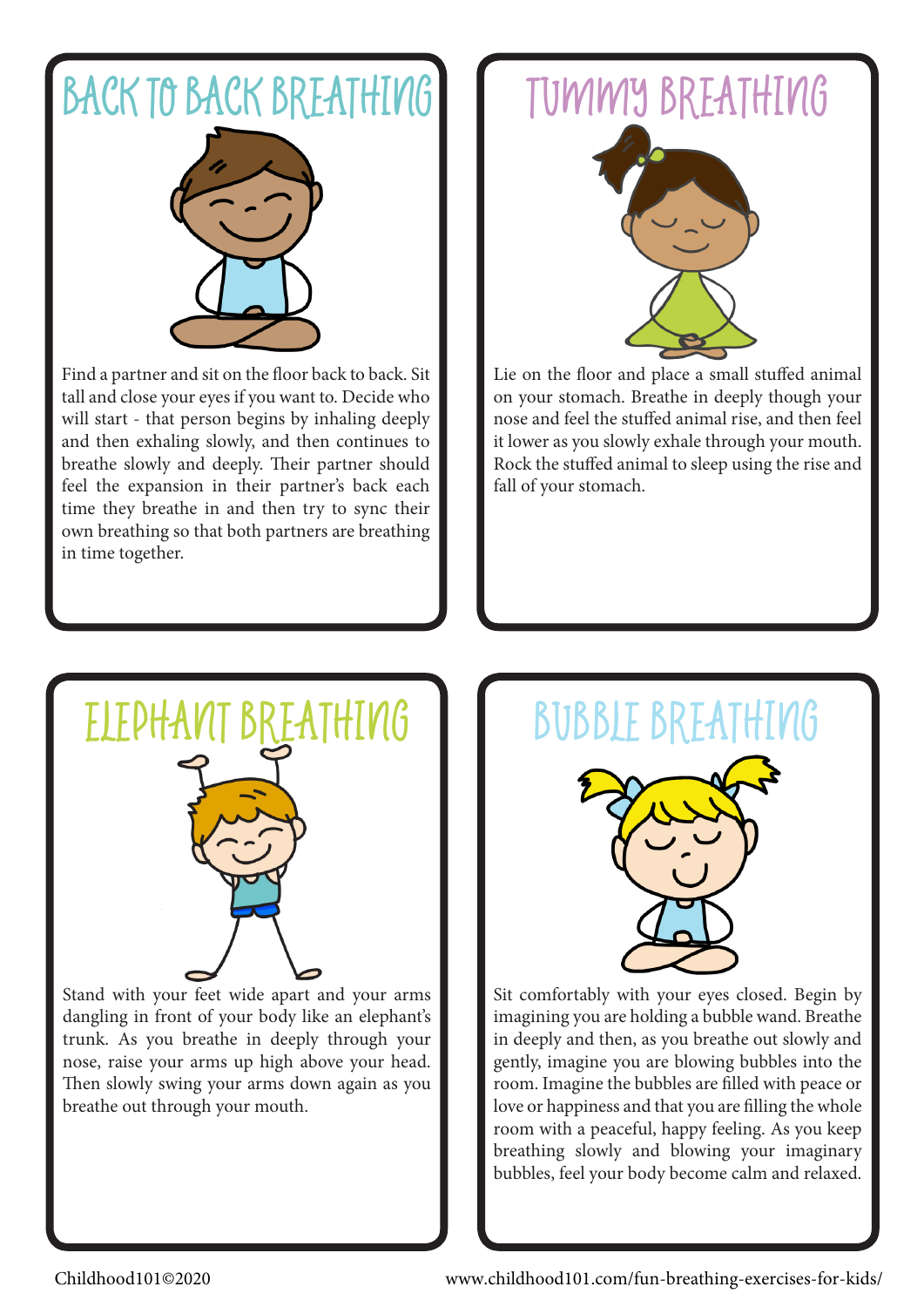## BACK TO BACK BREATHING

Find a partner and sit on the floor back to back. Sit tall and close your eyes if you want to. Decide who will start - that person begins by inhaling deeply and then exhaling slowly, and then continues to breathe slowly and deeply. Their partner should feel the expansion in their partner's back each time they breathe in and then try to sync their own breathing so that both partners are breathing in time together.

## TUMMY BREATHING

Lie on the floor and place a small stuffed animal on your stomach. Breathe in deeply though your nose and feel the stuffed animal rise, and then feel it lower as you slowly exhale through your mouth. Rock the stuffed animal to sleep using the rise and fall of your stomach.

## ELEPHANT BREATHING

Stand with your feet wide apart and your arms dangling in front of your body like an elephant's trunk. As you breathe in deeply through your nose, raise your arms up high above your head. Then slowly swing your arms down again as you breathe out through your mouth.

## BUBBLE BREATHING

Sit comfortably with your eyes closed. Begin by imagining you are holding a bubble wand. Breathe in deeply and then, as you breathe out slowly and gently, imagine you are blowing bubbles into the room. Imagine the bubbles are filled with peace or love or happiness and that you are filling the whole room with a peaceful, happy feeling. As you keep breathing slowly and blowing your imaginary bubbles, feel your body become calm and relaxed.

Childhood101©2020 www.childhood101.com/fun-breathing-exercises-for-kids/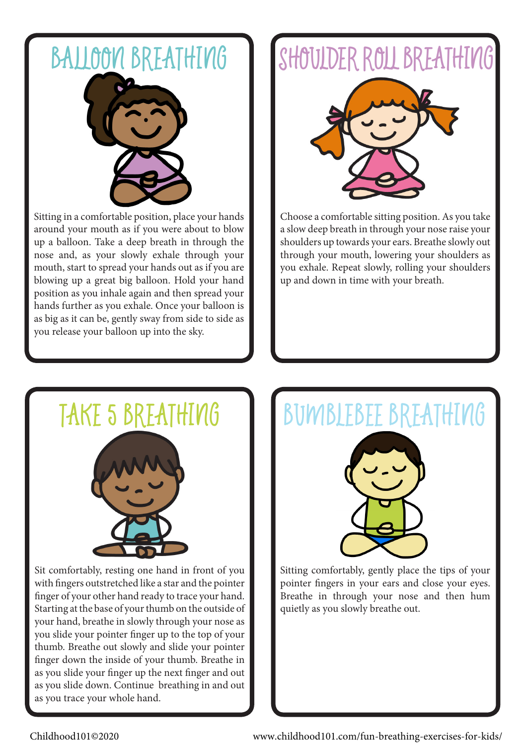## BALLOON BREATHING

Sitting in a comfortable position, place your hands around your mouth as if you were about to blow up a balloon. Take a deep breath in through the nose and, as your slowly exhale through your mouth, start to spread your hands out as if you are blowing up a great big balloon. Hold your hand position as you inhale again and then spread your hands further as you exhale. Once your balloon is as big as it can be, gently sway from side to side as you release your balloon up into the sky.

## SHOULDER ROLL BREATHING

Choose a comfortable sitting position. As you take a slow deep breath in through your nose raise your shoulders up towards your ears. Breathe slowly out through your mouth, lowering your shoulders as you exhale. Repeat slowly, rolling your shoulders up and down in time with your breath.

## TAKE 5 BREATHING

Sit comfortably, resting one hand in front of you with fingers outstretched like a star and the pointer finger of your other hand ready to trace your hand. Starting at the base of your thumb on the outside of your hand, breathe in slowly through your nose as you slide your pointer finger up to the top of your thumb. Breathe out slowly and slide your pointer finger down the inside of your thumb. Breathe in as you slide your finger up the next finger and out as you slide down. Continue breathing in and out as you trace your whole hand.

## BUMBLEBEE BREATHING

Sitting comfortably, gently place the tips of your pointer fingers in your ears and close your eyes. Breathe in through your nose and then hum quietly as you slowly breathe out.

Childhood101©2020 www.childhood101.com/fun-breathing-exercises-for-kids/